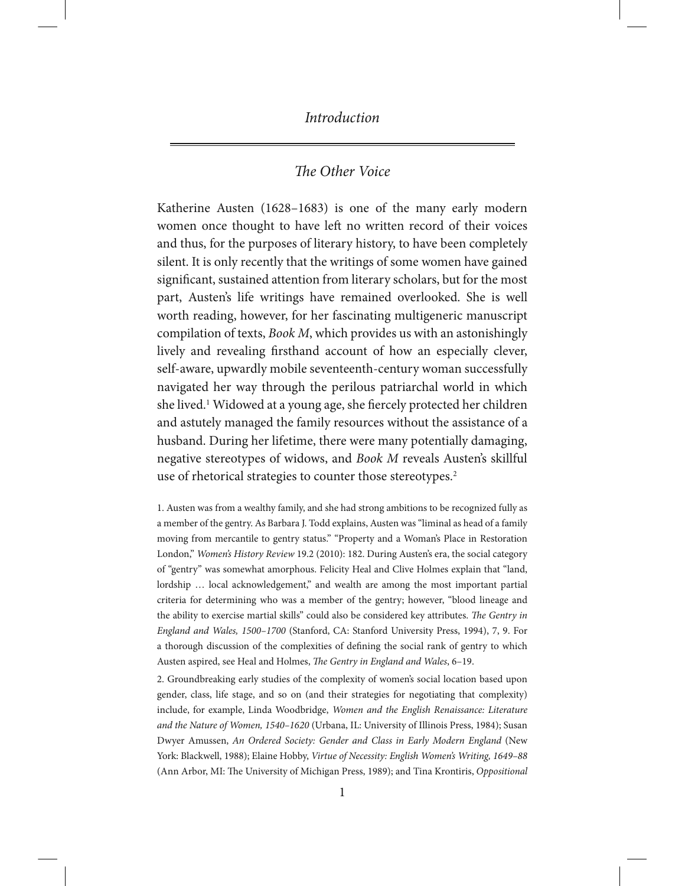# Introduction

## *The Other Voice*

Katherine Austen (1628–1683) is one of the many early modern women once thought to have left no written record of their voices and thus, for the purposes of literary history, to have been completely silent. It is only recently that the writings of some women have gained significant, sustained attention from literary scholars, but for the most part, Austen's life writings have remained overlooked. She is well worth reading, however, for her fascinating multigeneric manuscript compilation of texts, *Book M*, which provides us with an astonishingly lively and revealing firsthand account of how an especially clever, self-aware, upwardly mobile seventeenth-century woman successfully navigated her way through the perilous patriarchal world in which she lived.[1] Widowed at a young age, she fiercely protected her children and astutely managed the family resources without the assistance of a husband. During her lifetime, there were many potentially damaging, negative stereotypes of widows, and *Book M* reveals Austen's skillful use of rhetorical strategies to counter those stereotypes.[2]

1. Austen was from a wealthy family, and she had strong ambitions to be recognized fully as a member of the gentry. As Barbara J. Todd explains, Austen was "liminal as head of a family moving from mercantile to gentry status." "Property and a Woman's Place in Restoration London," *Women's History Review* 19.2 (2010): 182. During Austen's era, the social category of "gentry" was somewhat amorphous. Felicity Heal and Clive Holmes explain that "land, lordship … local acknowledgement," and wealth are among the most important partial criteria for determining who was a member of the gentry; however, "blood lineage and the ability to exercise martial skills" could also be considered key attributes. *The Gentry in England and Wales, 1500–1700* (Stanford, CA: Stanford University Press, 1994), 7, 9. For a thorough discussion of the complexities of defining the social rank of gentry to which Austen aspired, see Heal and Holmes, *The Gentry in England and Wales*, 6–19.

2. Groundbreaking early studies of the complexity of women's social location based upon gender, class, life stage, and so on (and their strategies for negotiating that complexity) include, for example, Linda Woodbridge, *Women and the English Renaissance: Literature and the Nature of Women, 1540–1620* (Urbana, IL: University of Illinois Press, 1984); Susan Dwyer Amussen, *An Ordered Society: Gender and Class in Early Modern England* (New York: Blackwell, 1988); Elaine Hobby, *Virtue of Necessity: English Women's Writing, 1649–88* (Ann Arbor, MI: The University of Michigan Press, 1989); and Tina Krontiris, *Oppositional*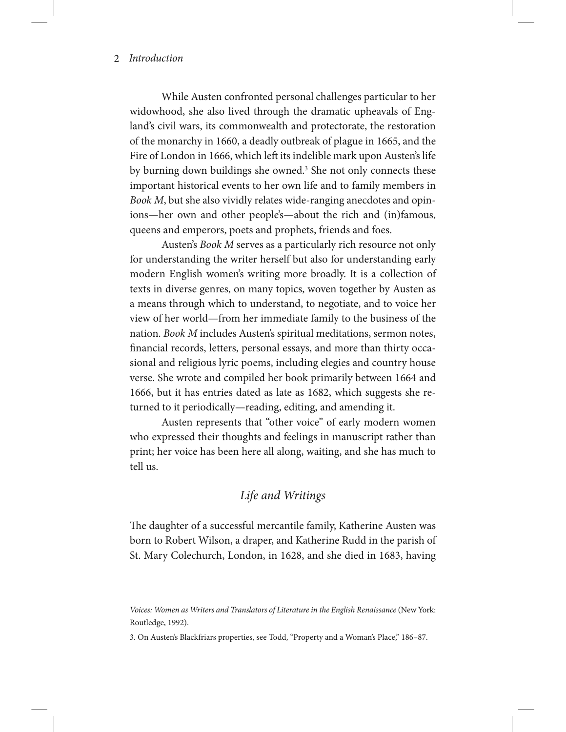While Austen confronted personal challenges particular to her widowhood, she also lived through the dramatic upheavals of England's civil wars, its commonwealth and protectorate, the restoration of the monarchy in 1660, a deadly outbreak of plague in 1665, and the Fire of London in 1666, which left its indelible mark upon Austen's life by burning down buildings she owned.[3] She not only connects these important historical events to her own life and to family members in *Book M*, but she also vividly relates wide-ranging anecdotes and opinions—her own and other people's—about the rich and (in)famous, queens and emperors, poets and prophets, friends and foes.

Austen's *Book M* serves as a particularly rich resource not only for understanding the writer herself but also for understanding early modern English women's writing more broadly. It is a collection of texts in diverse genres, on many topics, woven together by Austen as a means through which to understand, to negotiate, and to voice her view of her world—from her immediate family to the business of the nation. *Book M* includes Austen's spiritual meditations, sermon notes, financial records, letters, personal essays, and more than thirty occasional and religious lyric poems, including elegies and country house verse. She wrote and compiled her book primarily between 1664 and 1666, but it has entries dated as late as 1682, which suggests she returned to it periodically—reading, editing, and amending it.

Austen represents that "other voice" of early modern women who expressed their thoughts and feelings in manuscript rather than print; her voice has been here all along, waiting, and she has much to tell us.

## *Life and Writings*

The daughter of a successful mercantile family, Katherine Austen was born to Robert Wilson, a draper, and Katherine Rudd in the parish of St. Mary Colechurch, London, in 1628, and she died in 1683, having

---

*Voices: Women as Writers and Translators of Literature in the English Renaissance* (New York: Routledge, 1992).

3. On Austen's Blackfriars properties, see Todd, "Property and a Woman's Place," 186–87.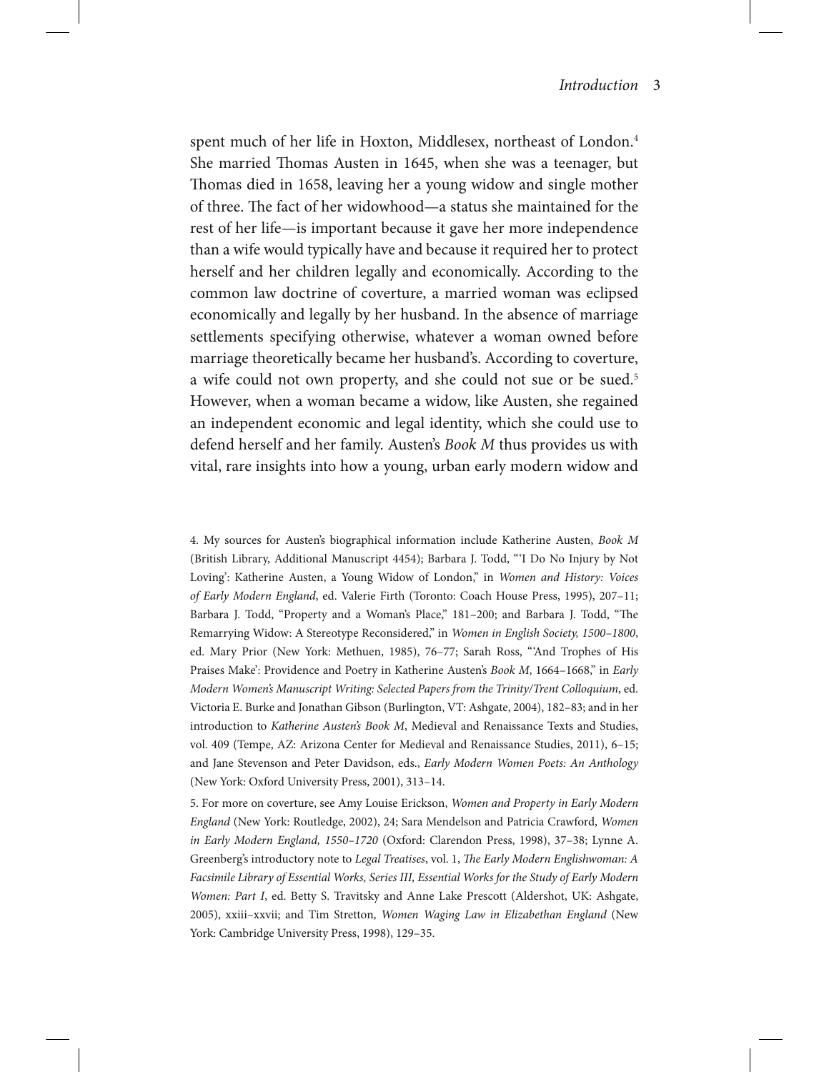spent much of her life in Hoxton, Middlesex, northeast of London.[4] She married Thomas Austen in 1645, when she was a teenager, but Thomas died in 1658, leaving her a young widow and single mother of three. The fact of her widowhood—a status she maintained for the rest of her life—is important because it gave her more independence than a wife would typically have and because it required her to protect herself and her children legally and economically. According to the common law doctrine of coverture, a married woman was eclipsed economically and legally by her husband. In the absence of marriage settlements specifying otherwise, whatever a woman owned before marriage theoretically became her husband's. According to coverture, a wife could not own property, and she could not sue or be sued.[5] However, when a woman became a widow, like Austen, she regained an independent economic and legal identity, which she could use to defend herself and her family. Austen's *Book M* thus provides us with vital, rare insights into how a young, urban early modern widow and

4. My sources for Austen's biographical information include Katherine Austen, *Book M* (British Library, Additional Manuscript 4454); Barbara J. Todd, "'I Do No Injury by Not Loving': Katherine Austen, a Young Widow of London," in *Women and History: Voices of Early Modern England*, ed. Valerie Firth (Toronto: Coach House Press, 1995), 207–11; Barbara J. Todd, "Property and a Woman's Place," 181–200; and Barbara J. Todd, "The Remarrying Widow: A Stereotype Reconsidered," in *Women in English Society, 1500–1800*, ed. Mary Prior (New York: Methuen, 1985), 76–77; Sarah Ross, "'And Trophes of His Praises Make': Providence and Poetry in Katherine Austen's *Book M*, 1664–1668," in *Early Modern Women's Manuscript Writing: Selected Papers from the Trinity/Trent Colloquium*, ed. Victoria E. Burke and Jonathan Gibson (Burlington, VT: Ashgate, 2004), 182–83; and in her introduction to *Katherine Austen's Book M*, Medieval and Renaissance Texts and Studies, vol. 409 (Tempe, AZ: Arizona Center for Medieval and Renaissance Studies, 2011), 6–15; and Jane Stevenson and Peter Davidson, eds., *Early Modern Women Poets: An Anthology* (New York: Oxford University Press, 2001), 313–14.

5. For more on coverture, see Amy Louise Erickson, *Women and Property in Early Modern England* (New York: Routledge, 2002), 24; Sara Mendelson and Patricia Crawford, *Women in Early Modern England, 1550–1720* (Oxford: Clarendon Press, 1998), 37–38; Lynne A. Greenberg's introductory note to *Legal Treatises*, vol. 1, *The Early Modern Englishwoman: A Facsimile Library of Essential Works, Series III, Essential Works for the Study of Early Modern Women: Part I*, ed. Betty S. Travitsky and Anne Lake Prescott (Aldershot, UK: Ashgate, 2005), xxiii–xxvii; and Tim Stretton, *Women Waging Law in Elizabethan England* (New York: Cambridge University Press, 1998), 129–35.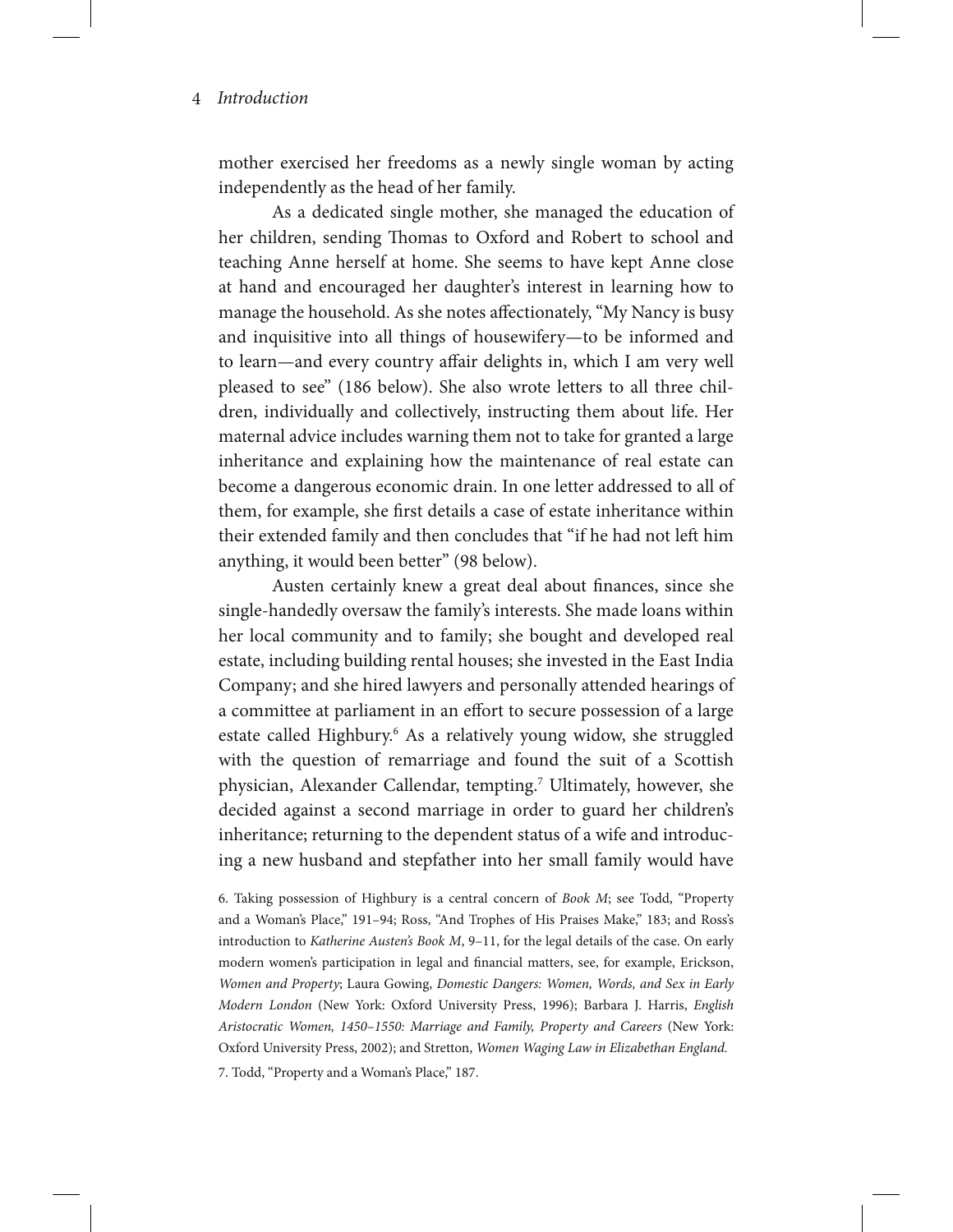mother exercised her freedoms as a newly single woman by acting independently as the head of her family.

As a dedicated single mother, she managed the education of her children, sending Thomas to Oxford and Robert to school and teaching Anne herself at home. She seems to have kept Anne close at hand and encouraged her daughter's interest in learning how to manage the household. As she notes affectionately, "My Nancy is busy and inquisitive into all things of housewifery—to be informed and to learn—and every country affair delights in, which I am very well pleased to see" (186 below). She also wrote letters to all three children, individually and collectively, instructing them about life. Her maternal advice includes warning them not to take for granted a large inheritance and explaining how the maintenance of real estate can become a dangerous economic drain. In one letter addressed to all of them, for example, she first details a case of estate inheritance within their extended family and then concludes that "if he had not left him anything, it would been better" (98 below).

Austen certainly knew a great deal about finances, since she single-handedly oversaw the family's interests. She made loans within her local community and to family; she bought and developed real estate, including building rental houses; she invested in the East India Company; and she hired lawyers and personally attended hearings of a committee at parliament in an effort to secure possession of a large estate called Highbury.[6] As a relatively young widow, she struggled with the question of remarriage and found the suit of a Scottish physician, Alexander Callendar, tempting.[7] Ultimately, however, she decided against a second marriage in order to guard her children's inheritance; returning to the dependent status of a wife and introducing a new husband and stepfather into her small family would have

6. Taking possession of Highbury is a central concern of *Book M*; see Todd, "Property and a Woman's Place," 191–94; Ross, "And Trophes of His Praises Make," 183; and Ross's introduction to *Katherine Austen's Book M*, 9–11, for the legal details of the case. On early modern women's participation in legal and financial matters, see, for example, Erickson, *Women and Property*; Laura Gowing, *Domestic Dangers: Women, Words, and Sex in Early Modern London* (New York: Oxford University Press, 1996); Barbara J. Harris, *English Aristocratic Women, 1450–1550: Marriage and Family, Property and Careers* (New York: Oxford University Press, 2002); and Stretton, *Women Waging Law in Elizabethan England.*

7. Todd, "Property and a Woman's Place," 187.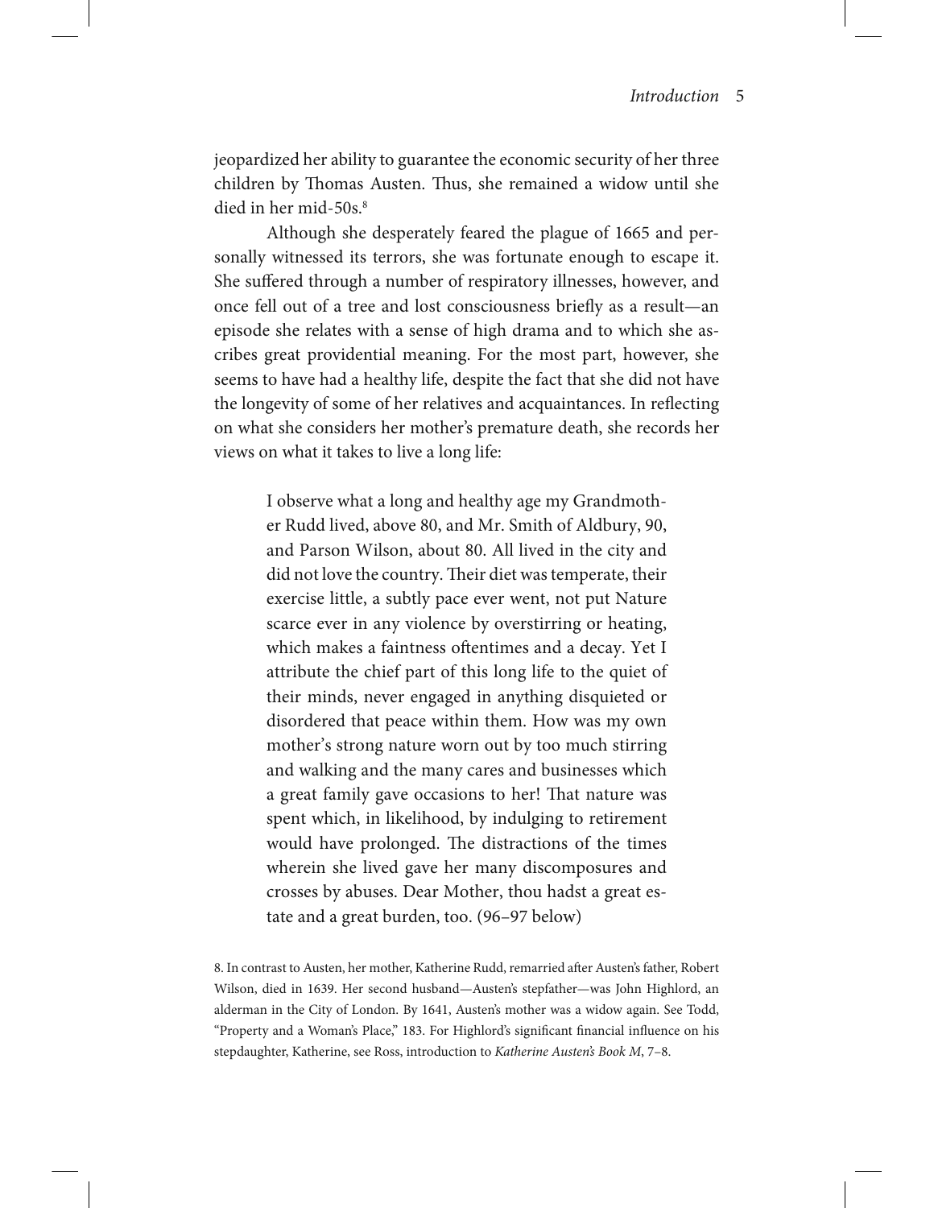jeopardized her ability to guarantee the economic security of her three children by Thomas Austen. Thus, she remained a widow until she died in her mid-50s.[8]

Although she desperately feared the plague of 1665 and personally witnessed its terrors, she was fortunate enough to escape it. She suffered through a number of respiratory illnesses, however, and once fell out of a tree and lost consciousness briefly as a result—an episode she relates with a sense of high drama and to which she ascribes great providential meaning. For the most part, however, she seems to have had a healthy life, despite the fact that she did not have the longevity of some of her relatives and acquaintances. In reflecting on what she considers her mother's premature death, she records her views on what it takes to live a long life:

> I observe what a long and healthy age my Grandmother Rudd lived, above 80, and Mr. Smith of Aldbury, 90, and Parson Wilson, about 80. All lived in the city and did not love the country. Their diet was temperate, their exercise little, a subtly pace ever went, not put Nature scarce ever in any violence by overstirring or heating, which makes a faintness oftentimes and a decay. Yet I attribute the chief part of this long life to the quiet of their minds, never engaged in anything disquieted or disordered that peace within them. How was my own mother's strong nature worn out by too much stirring and walking and the many cares and businesses which a great family gave occasions to her! That nature was spent which, in likelihood, by indulging to retirement would have prolonged. The distractions of the times wherein she lived gave her many discomposures and crosses by abuses. Dear Mother, thou hadst a great estate and a great burden, too. (96–97 below)

8. In contrast to Austen, her mother, Katherine Rudd, remarried after Austen's father, Robert Wilson, died in 1639. Her second husband—Austen's stepfather—was John Highlord, an alderman in the City of London. By 1641, Austen's mother was a widow again. See Todd, "Property and a Woman's Place," 183. For Highlord's significant financial influence on his stepdaughter, Katherine, see Ross, introduction to *Katherine Austen's Book M*, 7–8.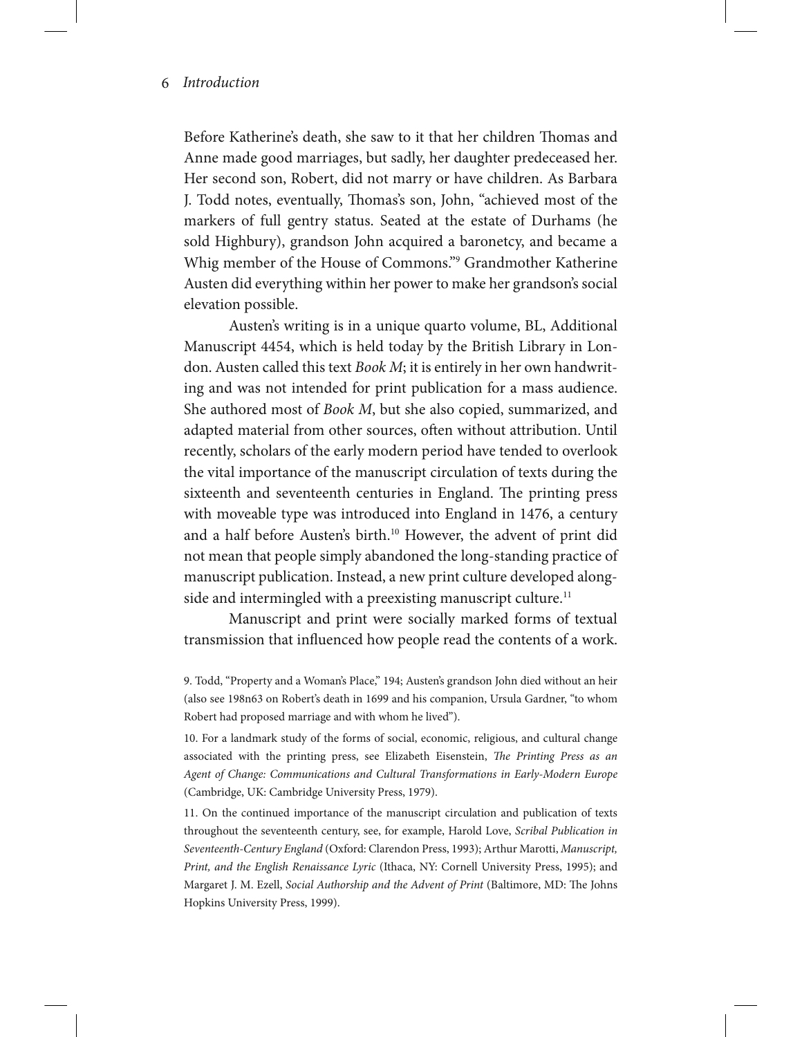Before Katherine's death, she saw to it that her children Thomas and Anne made good marriages, but sadly, her daughter predeceased her. Her second son, Robert, did not marry or have children. As Barbara J. Todd notes, eventually, Thomas's son, John, "achieved most of the markers of full gentry status. Seated at the estate of Durhams (he sold Highbury), grandson John acquired a baronetcy, and became a Whig member of the House of Commons."[9] Grandmother Katherine Austen did everything within her power to make her grandson's social elevation possible.

Austen's writing is in a unique quarto volume, BL, Additional Manuscript 4454, which is held today by the British Library in London. Austen called this text *Book M*; it is entirely in her own handwriting and was not intended for print publication for a mass audience. She authored most of *Book M*, but she also copied, summarized, and adapted material from other sources, often without attribution. Until recently, scholars of the early modern period have tended to overlook the vital importance of the manuscript circulation of texts during the sixteenth and seventeenth centuries in England. The printing press with moveable type was introduced into England in 1476, a century and a half before Austen's birth.[10] However, the advent of print did not mean that people simply abandoned the long-standing practice of manuscript publication. Instead, a new print culture developed alongside and intermingled with a preexisting manuscript culture.[11]

Manuscript and print were socially marked forms of textual transmission that influenced how people read the contents of a work.

9. Todd, "Property and a Woman's Place," 194; Austen's grandson John died without an heir (also see 198n63 on Robert's death in 1699 and his companion, Ursula Gardner, "to whom Robert had proposed marriage and with whom he lived").

10. For a landmark study of the forms of social, economic, religious, and cultural change associated with the printing press, see Elizabeth Eisenstein, *The Printing Press as an Agent of Change: Communications and Cultural Transformations in Early-Modern Europe* (Cambridge, UK: Cambridge University Press, 1979).

11. On the continued importance of the manuscript circulation and publication of texts throughout the seventeenth century, see, for example, Harold Love, *Scribal Publication in Seventeenth-Century England* (Oxford: Clarendon Press, 1993); Arthur Marotti, *Manuscript, Print, and the English Renaissance Lyric* (Ithaca, NY: Cornell University Press, 1995); and Margaret J. M. Ezell, *Social Authorship and the Advent of Print* (Baltimore, MD: The Johns Hopkins University Press, 1999).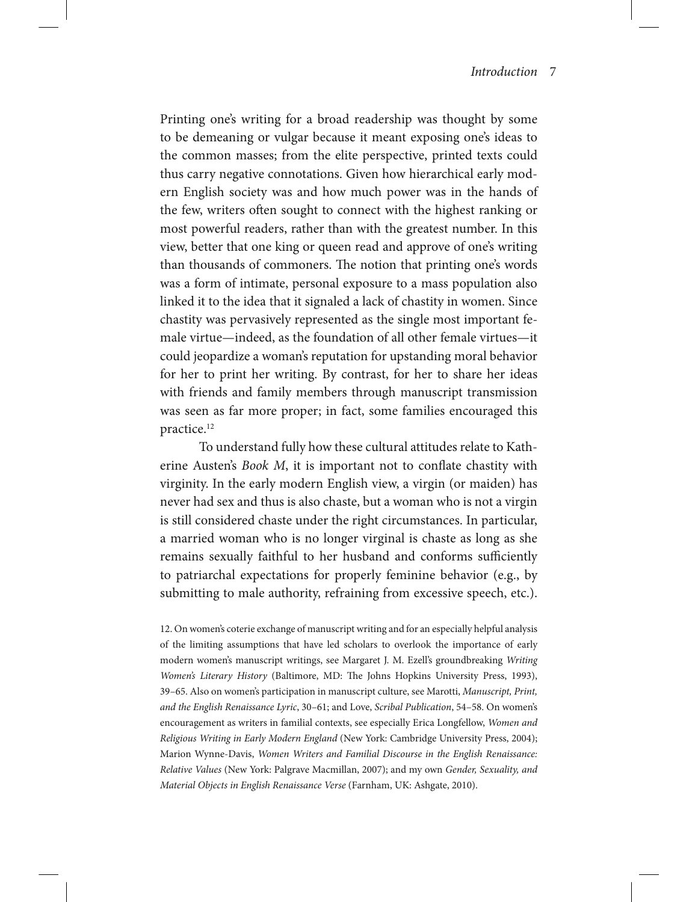Printing one's writing for a broad readership was thought by some to be demeaning or vulgar because it meant exposing one's ideas to the common masses; from the elite perspective, printed texts could thus carry negative connotations. Given how hierarchical early modern English society was and how much power was in the hands of the few, writers often sought to connect with the highest ranking or most powerful readers, rather than with the greatest number. In this view, better that one king or queen read and approve of one's writing than thousands of commoners. The notion that printing one's words was a form of intimate, personal exposure to a mass population also linked it to the idea that it signaled a lack of chastity in women. Since chastity was pervasively represented as the single most important female virtue—indeed, as the foundation of all other female virtues—it could jeopardize a woman's reputation for upstanding moral behavior for her to print her writing. By contrast, for her to share her ideas with friends and family members through manuscript transmission was seen as far more proper; in fact, some families encouraged this practice.[12]

To understand fully how these cultural attitudes relate to Katherine Austen's *Book M*, it is important not to conflate chastity with virginity. In the early modern English view, a virgin (or maiden) has never had sex and thus is also chaste, but a woman who is not a virgin is still considered chaste under the right circumstances. In particular, a married woman who is no longer virginal is chaste as long as she remains sexually faithful to her husband and conforms sufficiently to patriarchal expectations for properly feminine behavior (e.g., by submitting to male authority, refraining from excessive speech, etc.).

12. On women's coterie exchange of manuscript writing and for an especially helpful analysis of the limiting assumptions that have led scholars to overlook the importance of early modern women's manuscript writings, see Margaret J. M. Ezell's groundbreaking *Writing Women's Literary History* (Baltimore, MD: The Johns Hopkins University Press, 1993), 39–65. Also on women's participation in manuscript culture, see Marotti, *Manuscript, Print, and the English Renaissance Lyric*, 30–61; and Love, *Scribal Publication*, 54–58. On women's encouragement as writers in familial contexts, see especially Erica Longfellow, *Women and Religious Writing in Early Modern England* (New York: Cambridge University Press, 2004); Marion Wynne-Davis, *Women Writers and Familial Discourse in the English Renaissance: Relative Values* (New York: Palgrave Macmillan, 2007); and my own *Gender, Sexuality, and Material Objects in English Renaissance Verse* (Farnham, UK: Ashgate, 2010).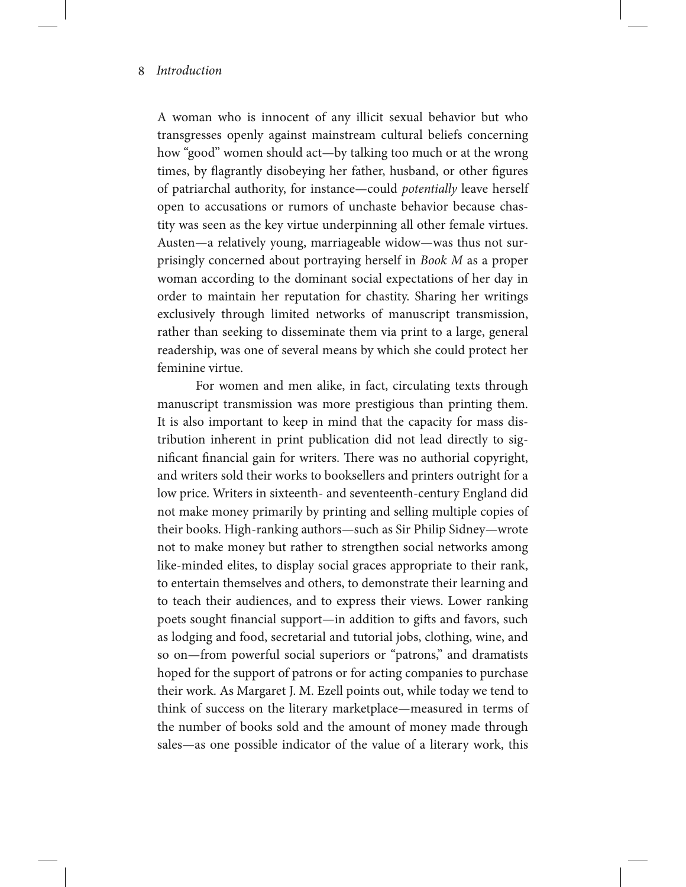A woman who is innocent of any illicit sexual behavior but who transgresses openly against mainstream cultural beliefs concerning how "good" women should act—by talking too much or at the wrong times, by flagrantly disobeying her father, husband, or other figures of patriarchal authority, for instance—could *potentially* leave herself open to accusations or rumors of unchaste behavior because chastity was seen as the key virtue underpinning all other female virtues. Austen—a relatively young, marriageable widow—was thus not surprisingly concerned about portraying herself in *Book M* as a proper woman according to the dominant social expectations of her day in order to maintain her reputation for chastity. Sharing her writings exclusively through limited networks of manuscript transmission, rather than seeking to disseminate them via print to a large, general readership, was one of several means by which she could protect her feminine virtue.

For women and men alike, in fact, circulating texts through manuscript transmission was more prestigious than printing them. It is also important to keep in mind that the capacity for mass distribution inherent in print publication did not lead directly to significant financial gain for writers. There was no authorial copyright, and writers sold their works to booksellers and printers outright for a low price. Writers in sixteenth- and seventeenth-century England did not make money primarily by printing and selling multiple copies of their books. High-ranking authors—such as Sir Philip Sidney—wrote not to make money but rather to strengthen social networks among like-minded elites, to display social graces appropriate to their rank, to entertain themselves and others, to demonstrate their learning and to teach their audiences, and to express their views. Lower ranking poets sought financial support—in addition to gifts and favors, such as lodging and food, secretarial and tutorial jobs, clothing, wine, and so on—from powerful social superiors or "patrons," and dramatists hoped for the support of patrons or for acting companies to purchase their work. As Margaret J. M. Ezell points out, while today we tend to think of success on the literary marketplace—measured in terms of the number of books sold and the amount of money made through sales—as one possible indicator of the value of a literary work, this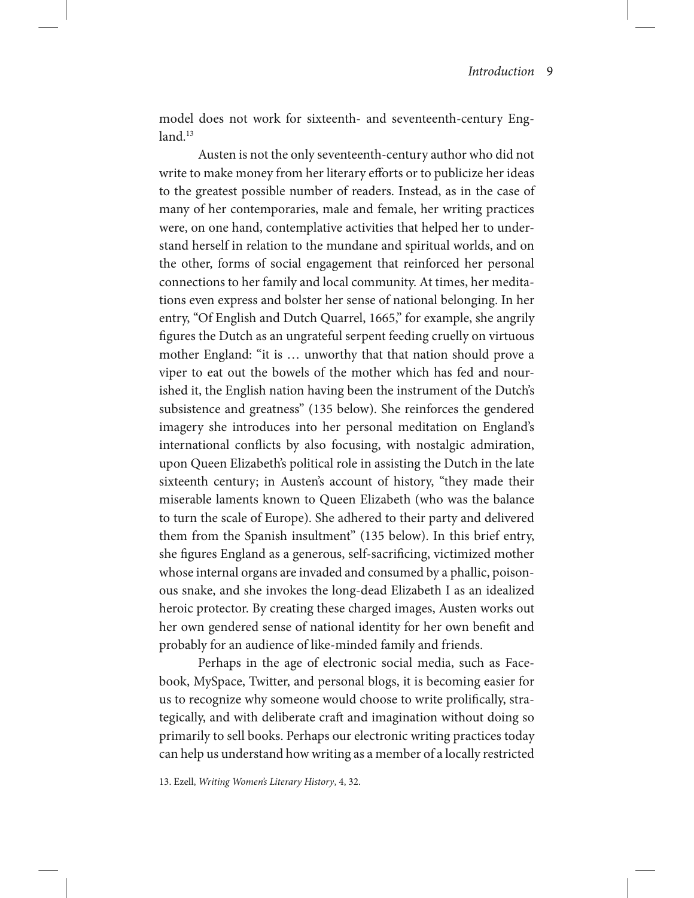model does not work for sixteenth- and seventeenth-century England.[13]

Austen is not the only seventeenth-century author who did not write to make money from her literary efforts or to publicize her ideas to the greatest possible number of readers. Instead, as in the case of many of her contemporaries, male and female, her writing practices were, on one hand, contemplative activities that helped her to understand herself in relation to the mundane and spiritual worlds, and on the other, forms of social engagement that reinforced her personal connections to her family and local community. At times, her meditations even express and bolster her sense of national belonging. In her entry, "Of English and Dutch Quarrel, 1665," for example, she angrily figures the Dutch as an ungrateful serpent feeding cruelly on virtuous mother England: "it is … unworthy that that nation should prove a viper to eat out the bowels of the mother which has fed and nourished it, the English nation having been the instrument of the Dutch's subsistence and greatness" (135 below). She reinforces the gendered imagery she introduces into her personal meditation on England's international conflicts by also focusing, with nostalgic admiration, upon Queen Elizabeth's political role in assisting the Dutch in the late sixteenth century; in Austen's account of history, "they made their miserable laments known to Queen Elizabeth (who was the balance to turn the scale of Europe). She adhered to their party and delivered them from the Spanish insultment" (135 below). In this brief entry, she figures England as a generous, self-sacrificing, victimized mother whose internal organs are invaded and consumed by a phallic, poisonous snake, and she invokes the long-dead Elizabeth I as an idealized heroic protector. By creating these charged images, Austen works out her own gendered sense of national identity for her own benefit and probably for an audience of like-minded family and friends.

Perhaps in the age of electronic social media, such as Facebook, MySpace, Twitter, and personal blogs, it is becoming easier for us to recognize why someone would choose to write prolifically, strategically, and with deliberate craft and imagination without doing so primarily to sell books. Perhaps our electronic writing practices today can help us understand how writing as a member of a locally restricted

13. Ezell, *Writing Women's Literary History*, 4, 32.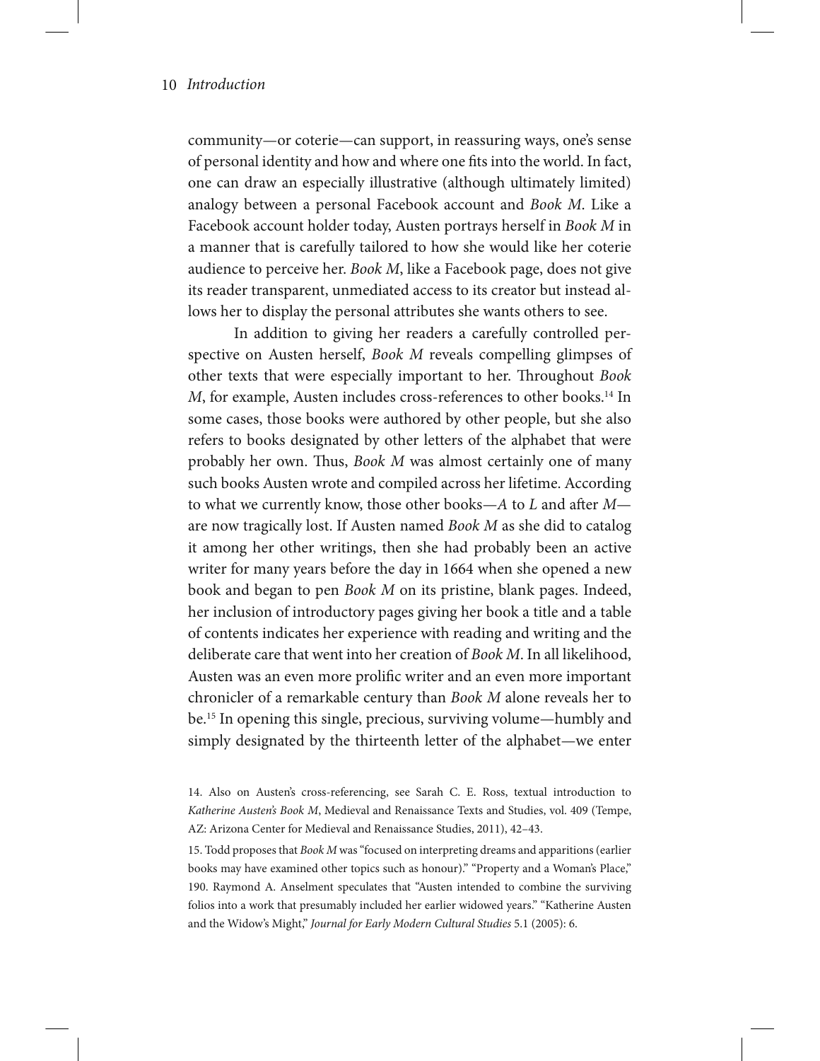community—or coterie—can support, in reassuring ways, one's sense of personal identity and how and where one fits into the world. In fact, one can draw an especially illustrative (although ultimately limited) analogy between a personal Facebook account and *Book M*. Like a Facebook account holder today, Austen portrays herself in *Book M* in a manner that is carefully tailored to how she would like her coterie audience to perceive her. *Book M*, like a Facebook page, does not give its reader transparent, unmediated access to its creator but instead allows her to display the personal attributes she wants others to see.

In addition to giving her readers a carefully controlled perspective on Austen herself, *Book M* reveals compelling glimpses of other texts that were especially important to her. Throughout *Book M*, for example, Austen includes cross-references to other books.[14] In some cases, those books were authored by other people, but she also refers to books designated by other letters of the alphabet that were probably her own. Thus, *Book M* was almost certainly one of many such books Austen wrote and compiled across her lifetime. According to what we currently know, those other books—*A* to *L* and after *M*—are now tragically lost. If Austen named *Book M* as she did to catalog it among her other writings, then she had probably been an active writer for many years before the day in 1664 when she opened a new book and began to pen *Book M* on its pristine, blank pages. Indeed, her inclusion of introductory pages giving her book a title and a table of contents indicates her experience with reading and writing and the deliberate care that went into her creation of *Book M*. In all likelihood, Austen was an even more prolific writer and an even more important chronicler of a remarkable century than *Book M* alone reveals her to be.[15] In opening this single, precious, surviving volume—humbly and simply designated by the thirteenth letter of the alphabet—we enter

14. Also on Austen's cross-referencing, see Sarah C. E. Ross, textual introduction to *Katherine Austen's Book M*, Medieval and Renaissance Texts and Studies, vol. 409 (Tempe, AZ: Arizona Center for Medieval and Renaissance Studies, 2011), 42–43.

15. Todd proposes that *Book M* was "focused on interpreting dreams and apparitions (earlier books may have examined other topics such as honour)." "Property and a Woman's Place," 190. Raymond A. Anselment speculates that "Austen intended to combine the surviving folios into a work that presumably included her earlier widowed years." "Katherine Austen and the Widow's Might," *Journal for Early Modern Cultural Studies* 5.1 (2005): 6.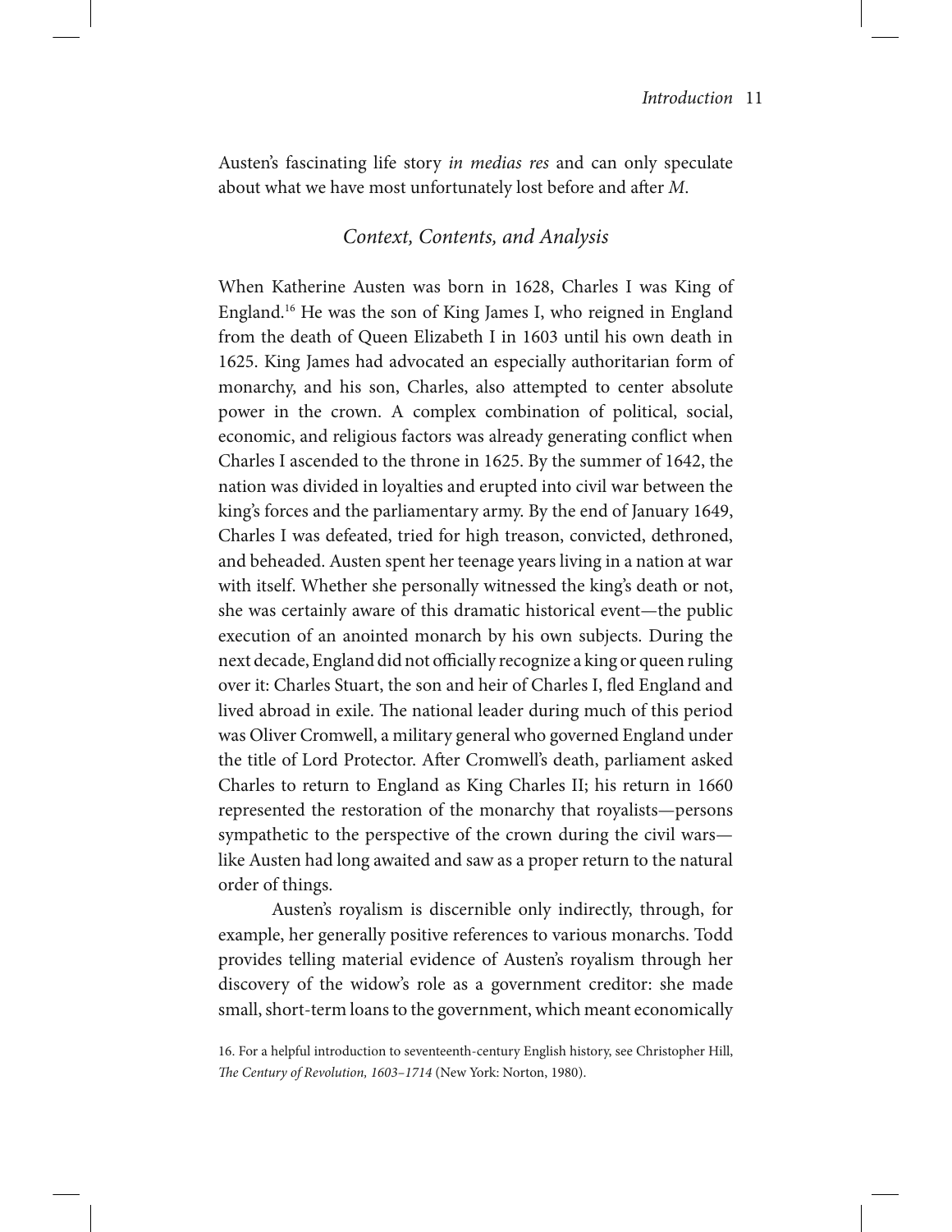Austen's fascinating life story *in medias res* and can only speculate about what we have most unfortunately lost before and after *M*.

## *Context, Contents, and Analysis*

When Katherine Austen was born in 1628, Charles I was King of England.[16] He was the son of King James I, who reigned in England from the death of Queen Elizabeth I in 1603 until his own death in 1625. King James had advocated an especially authoritarian form of monarchy, and his son, Charles, also attempted to center absolute power in the crown. A complex combination of political, social, economic, and religious factors was already generating conflict when Charles I ascended to the throne in 1625. By the summer of 1642, the nation was divided in loyalties and erupted into civil war between the king's forces and the parliamentary army. By the end of January 1649, Charles I was defeated, tried for high treason, convicted, dethroned, and beheaded. Austen spent her teenage years living in a nation at war with itself. Whether she personally witnessed the king's death or not, she was certainly aware of this dramatic historical event—the public execution of an anointed monarch by his own subjects. During the next decade, England did not officially recognize a king or queen ruling over it: Charles Stuart, the son and heir of Charles I, fled England and lived abroad in exile. The national leader during much of this period was Oliver Cromwell, a military general who governed England under the title of Lord Protector. After Cromwell's death, parliament asked Charles to return to England as King Charles II; his return in 1660 represented the restoration of the monarchy that royalists—persons sympathetic to the perspective of the crown during the civil wars—like Austen had long awaited and saw as a proper return to the natural order of things.

Austen's royalism is discernible only indirectly, through, for example, her generally positive references to various monarchs. Todd provides telling material evidence of Austen's royalism through her discovery of the widow's role as a government creditor: she made small, short-term loans to the government, which meant economically

16. For a helpful introduction to seventeenth-century English history, see Christopher Hill, *The Century of Revolution, 1603–1714* (New York: Norton, 1980).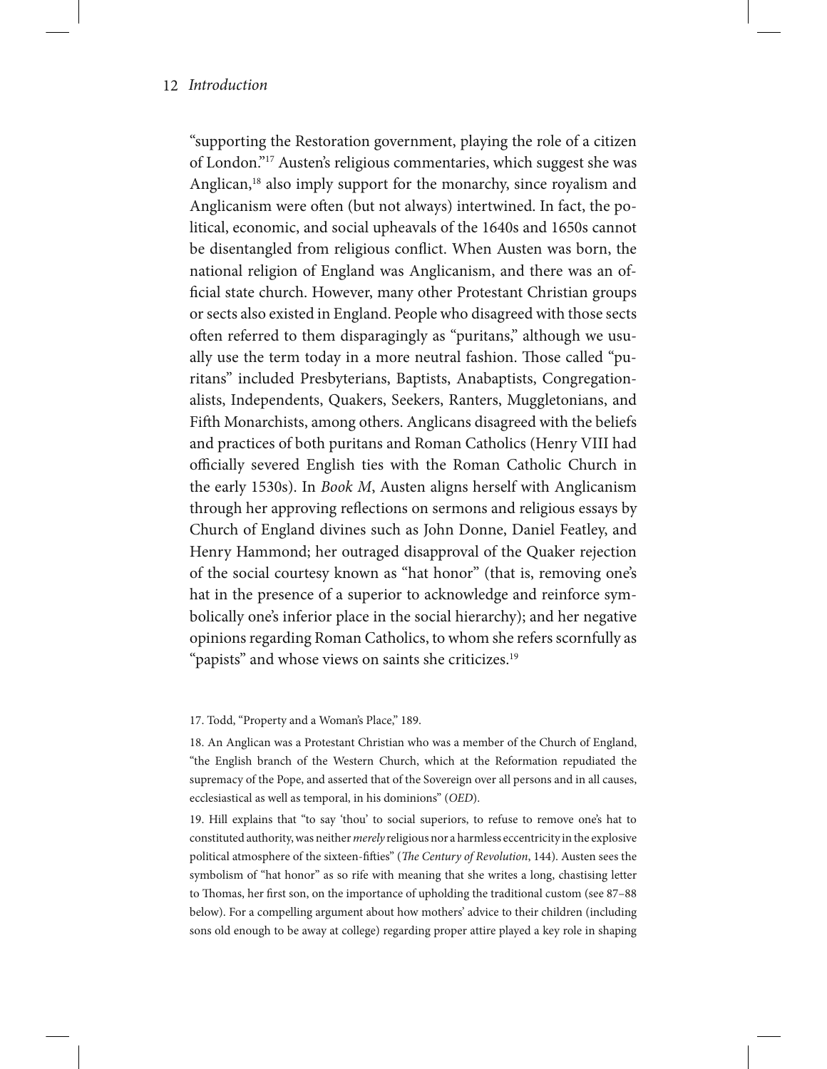"supporting the Restoration government, playing the role of a citizen of London."[17] Austen's religious commentaries, which suggest she was Anglican,[18] also imply support for the monarchy, since royalism and Anglicanism were often (but not always) intertwined. In fact, the political, economic, and social upheavals of the 1640s and 1650s cannot be disentangled from religious conflict. When Austen was born, the national religion of England was Anglicanism, and there was an official state church. However, many other Protestant Christian groups or sects also existed in England. People who disagreed with those sects often referred to them disparagingly as "puritans," although we usually use the term today in a more neutral fashion. Those called "puritans" included Presbyterians, Baptists, Anabaptists, Congregationalists, Independents, Quakers, Seekers, Ranters, Muggletonians, and Fifth Monarchists, among others. Anglicans disagreed with the beliefs and practices of both puritans and Roman Catholics (Henry VIII had officially severed English ties with the Roman Catholic Church in the early 1530s). In *Book M*, Austen aligns herself with Anglicanism through her approving reflections on sermons and religious essays by Church of England divines such as John Donne, Daniel Featley, and Henry Hammond; her outraged disapproval of the Quaker rejection of the social courtesy known as "hat honor" (that is, removing one's hat in the presence of a superior to acknowledge and reinforce symbolically one's inferior place in the social hierarchy); and her negative opinions regarding Roman Catholics, to whom she refers scornfully as "papists" and whose views on saints she criticizes.[19]

17. Todd, "Property and a Woman's Place," 189.

18. An Anglican was a Protestant Christian who was a member of the Church of England, "the English branch of the Western Church, which at the Reformation repudiated the supremacy of the Pope, and asserted that of the Sovereign over all persons and in all causes, ecclesiastical as well as temporal, in his dominions" (*OED*).

19. Hill explains that "to say 'thou' to social superiors, to refuse to remove one's hat to constituted authority, was neither *merely* religious nor a harmless eccentricity in the explosive political atmosphere of the sixteen-fifties" (*The Century of Revolution*, 144). Austen sees the symbolism of "hat honor" as so rife with meaning that she writes a long, chastising letter to Thomas, her first son, on the importance of upholding the traditional custom (see 87–88 below). For a compelling argument about how mothers' advice to their children (including sons old enough to be away at college) regarding proper attire played a key role in shaping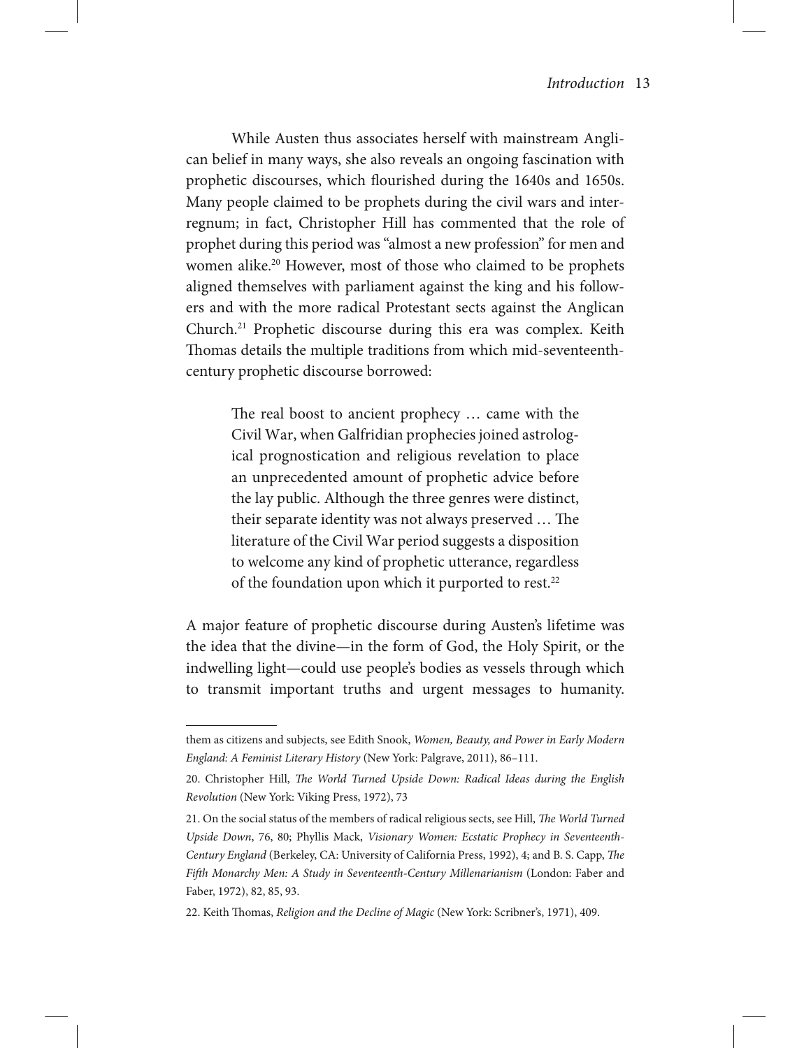While Austen thus associates herself with mainstream Anglican belief in many ways, she also reveals an ongoing fascination with prophetic discourses, which flourished during the 1640s and 1650s. Many people claimed to be prophets during the civil wars and interregnum; in fact, Christopher Hill has commented that the role of prophet during this period was "almost a new profession" for men and women alike.[20] However, most of those who claimed to be prophets aligned themselves with parliament against the king and his followers and with the more radical Protestant sects against the Anglican Church.[21] Prophetic discourse during this era was complex. Keith Thomas details the multiple traditions from which mid-seventeenth-century prophetic discourse borrowed:

> The real boost to ancient prophecy … came with the Civil War, when Galfridian prophecies joined astrological prognostication and religious revelation to place an unprecedented amount of prophetic advice before the lay public. Although the three genres were distinct, their separate identity was not always preserved … The literature of the Civil War period suggests a disposition to welcome any kind of prophetic utterance, regardless of the foundation upon which it purported to rest.[22]

A major feature of prophetic discourse during Austen's lifetime was the idea that the divine—in the form of God, the Holy Spirit, or the indwelling light—could use people's bodies as vessels through which to transmit important truths and urgent messages to humanity.

---

them as citizens and subjects, see Edith Snook, *Women, Beauty, and Power in Early Modern England: A Feminist Literary History* (New York: Palgrave, 2011), 86–111.

20. Christopher Hill, *The World Turned Upside Down: Radical Ideas during the English Revolution* (New York: Viking Press, 1972), 73

21. On the social status of the members of radical religious sects, see Hill, *The World Turned Upside Down*, 76, 80; Phyllis Mack, *Visionary Women: Ecstatic Prophecy in Seventeenth-Century England* (Berkeley, CA: University of California Press, 1992), 4; and B. S. Capp, *The Fifth Monarchy Men: A Study in Seventeenth-Century Millenarianism* (London: Faber and Faber, 1972), 82, 85, 93.

22. Keith Thomas, *Religion and the Decline of Magic* (New York: Scribner's, 1971), 409.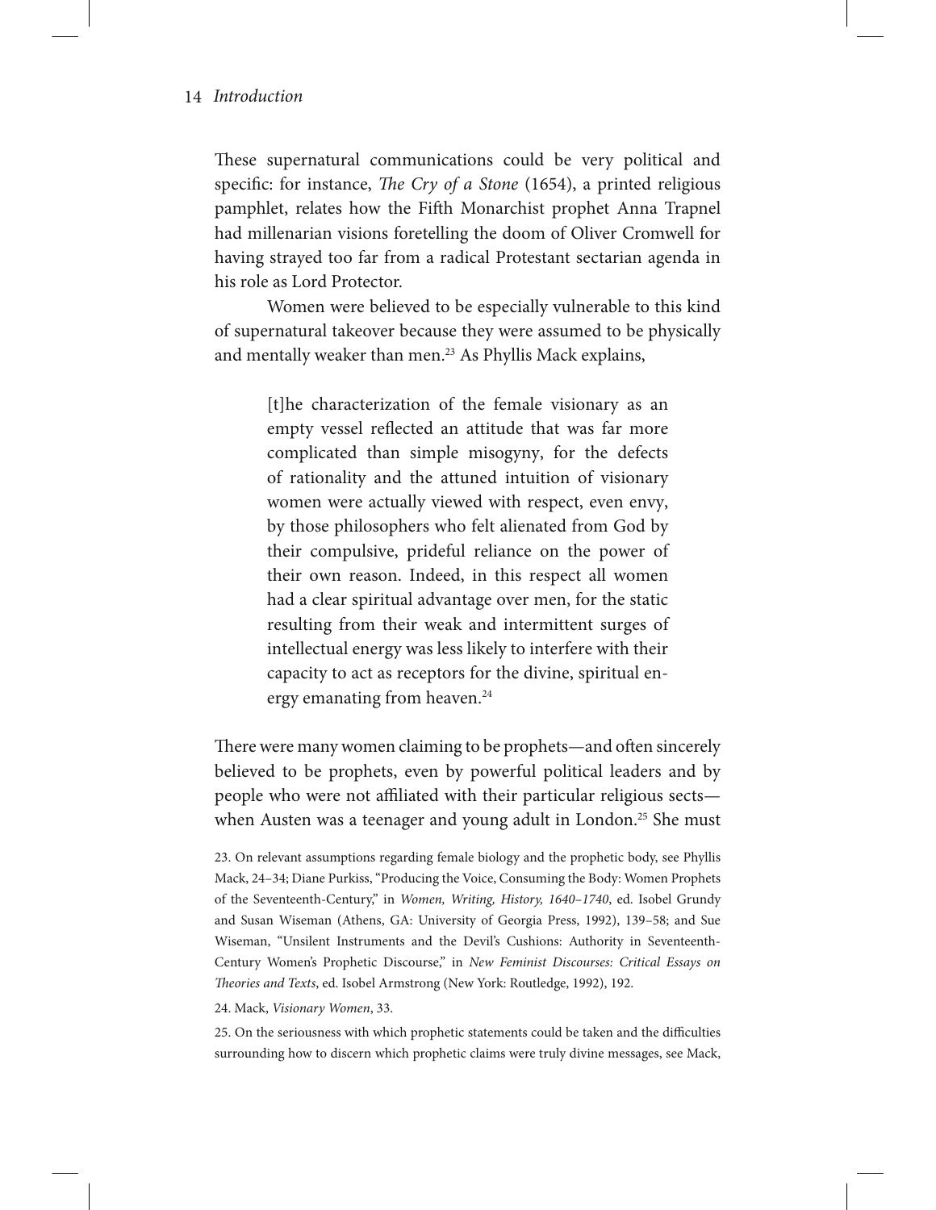These supernatural communications could be very political and specific: for instance, *The Cry of a Stone* (1654), a printed religious pamphlet, relates how the Fifth Monarchist prophet Anna Trapnel had millenarian visions foretelling the doom of Oliver Cromwell for having strayed too far from a radical Protestant sectarian agenda in his role as Lord Protector.

Women were believed to be especially vulnerable to this kind of supernatural takeover because they were assumed to be physically and mentally weaker than men.[23] As Phyllis Mack explains,

> [t]he characterization of the female visionary as an empty vessel reflected an attitude that was far more complicated than simple misogyny, for the defects of rationality and the attuned intuition of visionary women were actually viewed with respect, even envy, by those philosophers who felt alienated from God by their compulsive, prideful reliance on the power of their own reason. Indeed, in this respect all women had a clear spiritual advantage over men, for the static resulting from their weak and intermittent surges of intellectual energy was less likely to interfere with their capacity to act as receptors for the divine, spiritual energy emanating from heaven.[24]

There were many women claiming to be prophets—and often sincerely believed to be prophets, even by powerful political leaders and by people who were not affiliated with their particular religious sects—when Austen was a teenager and young adult in London.[25] She must

23. On relevant assumptions regarding female biology and the prophetic body, see Phyllis Mack, 24–34; Diane Purkiss, "Producing the Voice, Consuming the Body: Women Prophets of the Seventeenth-Century," in *Women, Writing, History, 1640–1740*, ed. Isobel Grundy and Susan Wiseman (Athens, GA: University of Georgia Press, 1992), 139–58; and Sue Wiseman, "Unsilent Instruments and the Devil's Cushions: Authority in Seventeenth-Century Women's Prophetic Discourse," in *New Feminist Discourses: Critical Essays on Theories and Texts*, ed. Isobel Armstrong (New York: Routledge, 1992), 192.

24. Mack, *Visionary Women*, 33.

25. On the seriousness with which prophetic statements could be taken and the difficulties surrounding how to discern which prophetic claims were truly divine messages, see Mack,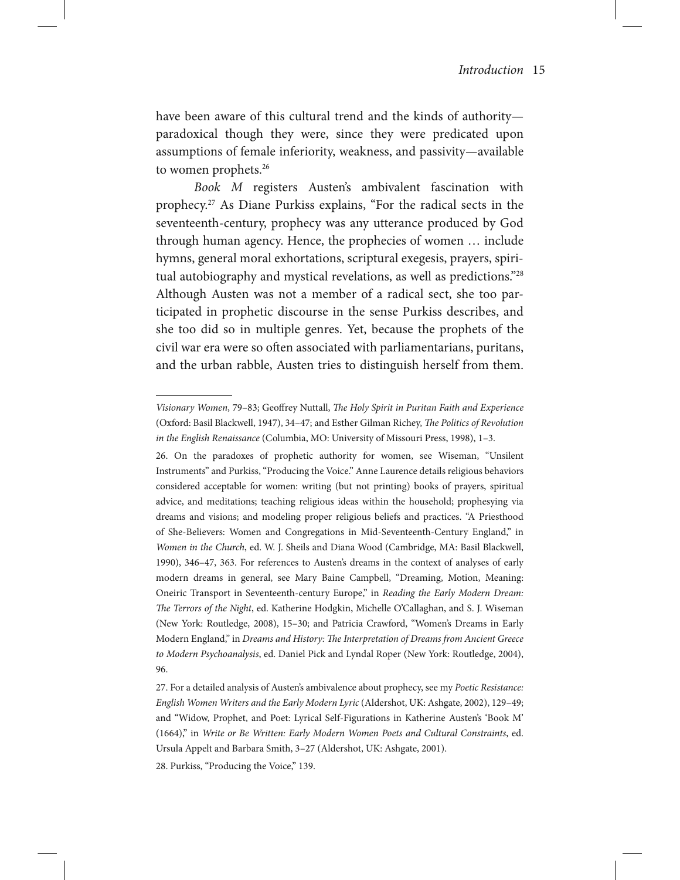have been aware of this cultural trend and the kinds of authority—paradoxical though they were, since they were predicated upon assumptions of female inferiority, weakness, and passivity—available to women prophets.[26]

*Book M* registers Austen's ambivalent fascination with prophecy.[27] As Diane Purkiss explains, "For the radical sects in the seventeenth-century, prophecy was any utterance produced by God through human agency. Hence, the prophecies of women … include hymns, general moral exhortations, scriptural exegesis, prayers, spiritual autobiography and mystical revelations, as well as predictions."[28] Although Austen was not a member of a radical sect, she too participated in prophetic discourse in the sense Purkiss describes, and she too did so in multiple genres. Yet, because the prophets of the civil war era were so often associated with parliamentarians, puritans, and the urban rabble, Austen tries to distinguish herself from them.

---

*Visionary Women*, 79–83; Geoffrey Nuttall, *The Holy Spirit in Puritan Faith and Experience* (Oxford: Basil Blackwell, 1947), 34–47; and Esther Gilman Richey, *The Politics of Revolution in the English Renaissance* (Columbia, MO: University of Missouri Press, 1998), 1–3.

26. On the paradoxes of prophetic authority for women, see Wiseman, "Unsilent Instruments" and Purkiss, "Producing the Voice." Anne Laurence details religious behaviors considered acceptable for women: writing (but not printing) books of prayers, spiritual advice, and meditations; teaching religious ideas within the household; prophesying via dreams and visions; and modeling proper religious beliefs and practices. "A Priesthood of She-Believers: Women and Congregations in Mid-Seventeenth-Century England," in *Women in the Church*, ed. W. J. Sheils and Diana Wood (Cambridge, MA: Basil Blackwell, 1990), 346–47, 363. For references to Austen's dreams in the context of analyses of early modern dreams in general, see Mary Baine Campbell, "Dreaming, Motion, Meaning: Oneiric Transport in Seventeenth-century Europe," in *Reading the Early Modern Dream: The Terrors of the Night*, ed. Katherine Hodgkin, Michelle O'Callaghan, and S. J. Wiseman (New York: Routledge, 2008), 15–30; and Patricia Crawford, "Women's Dreams in Early Modern England," in *Dreams and History: The Interpretation of Dreams from Ancient Greece to Modern Psychoanalysis*, ed. Daniel Pick and Lyndal Roper (New York: Routledge, 2004), 96.

27. For a detailed analysis of Austen's ambivalence about prophecy, see my *Poetic Resistance: English Women Writers and the Early Modern Lyric* (Aldershot, UK: Ashgate, 2002), 129–49; and "Widow, Prophet, and Poet: Lyrical Self-Figurations in Katherine Austen's 'Book M' (1664)," in *Write or Be Written: Early Modern Women Poets and Cultural Constraints*, ed. Ursula Appelt and Barbara Smith, 3–27 (Aldershot, UK: Ashgate, 2001).

28. Purkiss, "Producing the Voice," 139.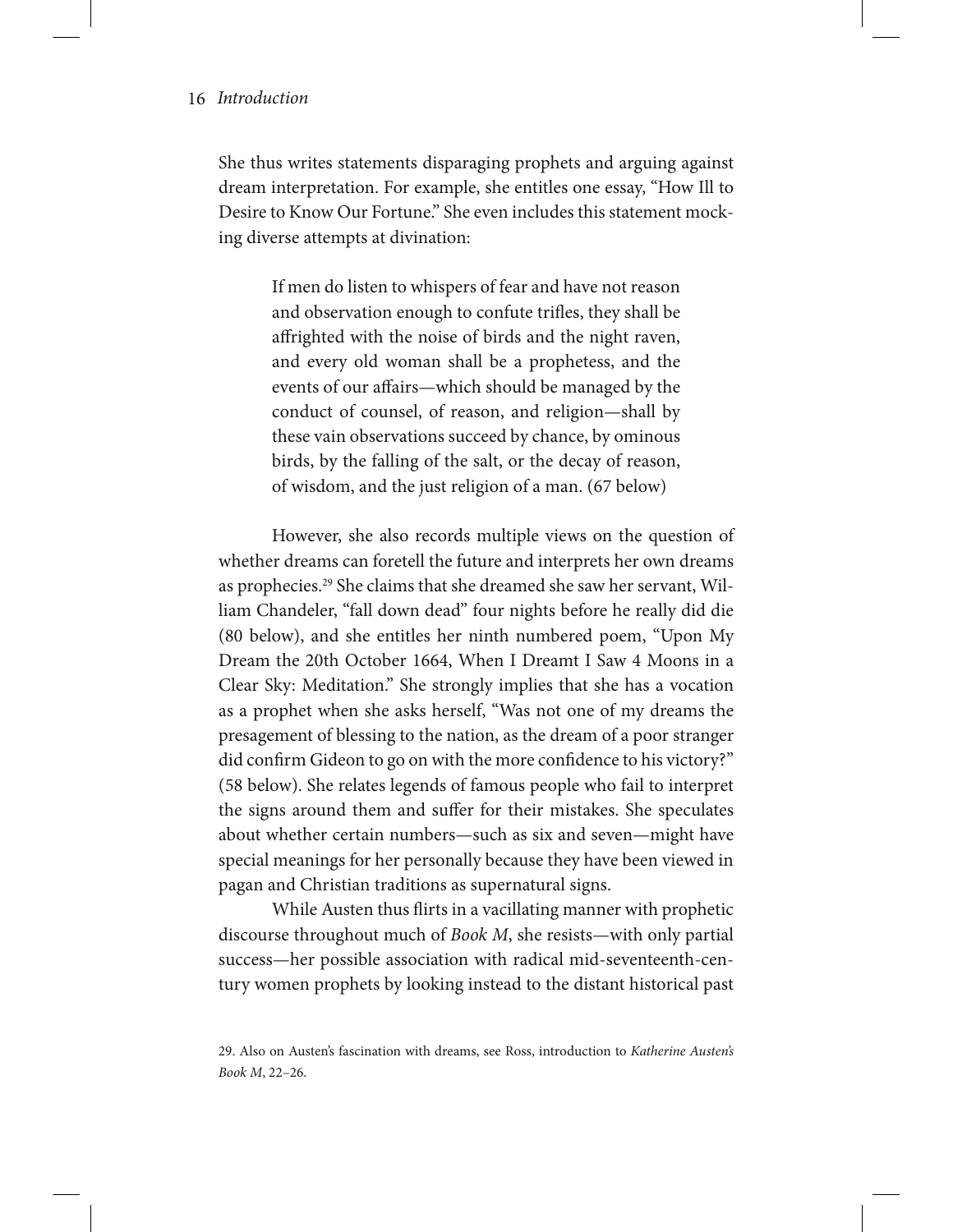She thus writes statements disparaging prophets and arguing against dream interpretation. For example, she entitles one essay, "How Ill to Desire to Know Our Fortune." She even includes this statement mocking diverse attempts at divination:

> If men do listen to whispers of fear and have not reason and observation enough to confute trifles, they shall be affrighted with the noise of birds and the night raven, and every old woman shall be a prophetess, and the events of our affairs—which should be managed by the conduct of counsel, of reason, and religion—shall by these vain observations succeed by chance, by ominous birds, by the falling of the salt, or the decay of reason, of wisdom, and the just religion of a man. (67 below)

However, she also records multiple views on the question of whether dreams can foretell the future and interprets her own dreams as prophecies.[29] She claims that she dreamed she saw her servant, William Chandeler, "fall down dead" four nights before he really did die (80 below), and she entitles her ninth numbered poem, "Upon My Dream the 20th October 1664, When I Dreamt I Saw 4 Moons in a Clear Sky: Meditation." She strongly implies that she has a vocation as a prophet when she asks herself, "Was not one of my dreams the presagement of blessing to the nation, as the dream of a poor stranger did confirm Gideon to go on with the more confidence to his victory?" (58 below). She relates legends of famous people who fail to interpret the signs around them and suffer for their mistakes. She speculates about whether certain numbers—such as six and seven—might have special meanings for her personally because they have been viewed in pagan and Christian traditions as supernatural signs.

While Austen thus flirts in a vacillating manner with prophetic discourse throughout much of *Book M*, she resists—with only partial success—her possible association with radical mid-seventeenth-century women prophets by looking instead to the distant historical past

29. Also on Austen's fascination with dreams, see Ross, introduction to *Katherine Austen's Book M*, 22–26.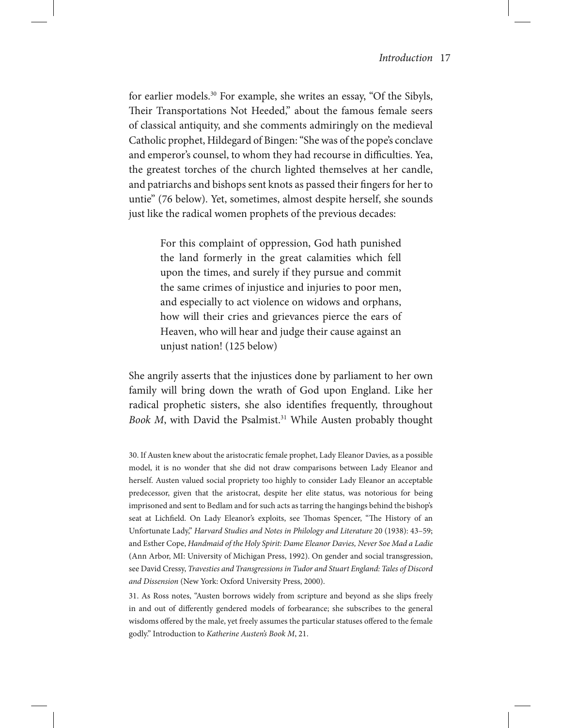for earlier models.[30] For example, she writes an essay, "Of the Sibyls, Their Transportations Not Heeded," about the famous female seers of classical antiquity, and she comments admiringly on the medieval Catholic prophet, Hildegard of Bingen: "She was of the pope's conclave and emperor's counsel, to whom they had recourse in difficulties. Yea, the greatest torches of the church lighted themselves at her candle, and patriarchs and bishops sent knots as passed their fingers for her to untie" (76 below). Yet, sometimes, almost despite herself, she sounds just like the radical women prophets of the previous decades:

> For this complaint of oppression, God hath punished the land formerly in the great calamities which fell upon the times, and surely if they pursue and commit the same crimes of injustice and injuries to poor men, and especially to act violence on widows and orphans, how will their cries and grievances pierce the ears of Heaven, who will hear and judge their cause against an unjust nation! (125 below)

She angrily asserts that the injustices done by parliament to her own family will bring down the wrath of God upon England. Like her radical prophetic sisters, she also identifies frequently, throughout *Book M*, with David the Psalmist.[31] While Austen probably thought

30. If Austen knew about the aristocratic female prophet, Lady Eleanor Davies, as a possible model, it is no wonder that she did not draw comparisons between Lady Eleanor and herself. Austen valued social propriety too highly to consider Lady Eleanor an acceptable predecessor, given that the aristocrat, despite her elite status, was notorious for being imprisoned and sent to Bedlam and for such acts as tarring the hangings behind the bishop's seat at Lichfield. On Lady Eleanor's exploits, see Thomas Spencer, "The History of an Unfortunate Lady," *Harvard Studies and Notes in Philology and Literature* 20 (1938): 43–59; and Esther Cope, *Handmaid of the Holy Spirit: Dame Eleanor Davies, Never Soe Mad a Ladie* (Ann Arbor, MI: University of Michigan Press, 1992). On gender and social transgression, see David Cressy, *Travesties and Transgressions in Tudor and Stuart England: Tales of Discord and Dissension* (New York: Oxford University Press, 2000).

31. As Ross notes, "Austen borrows widely from scripture and beyond as she slips freely in and out of differently gendered models of forbearance; she subscribes to the general wisdoms offered by the male, yet freely assumes the particular statuses offered to the female godly." Introduction to *Katherine Austen's Book M*, 21.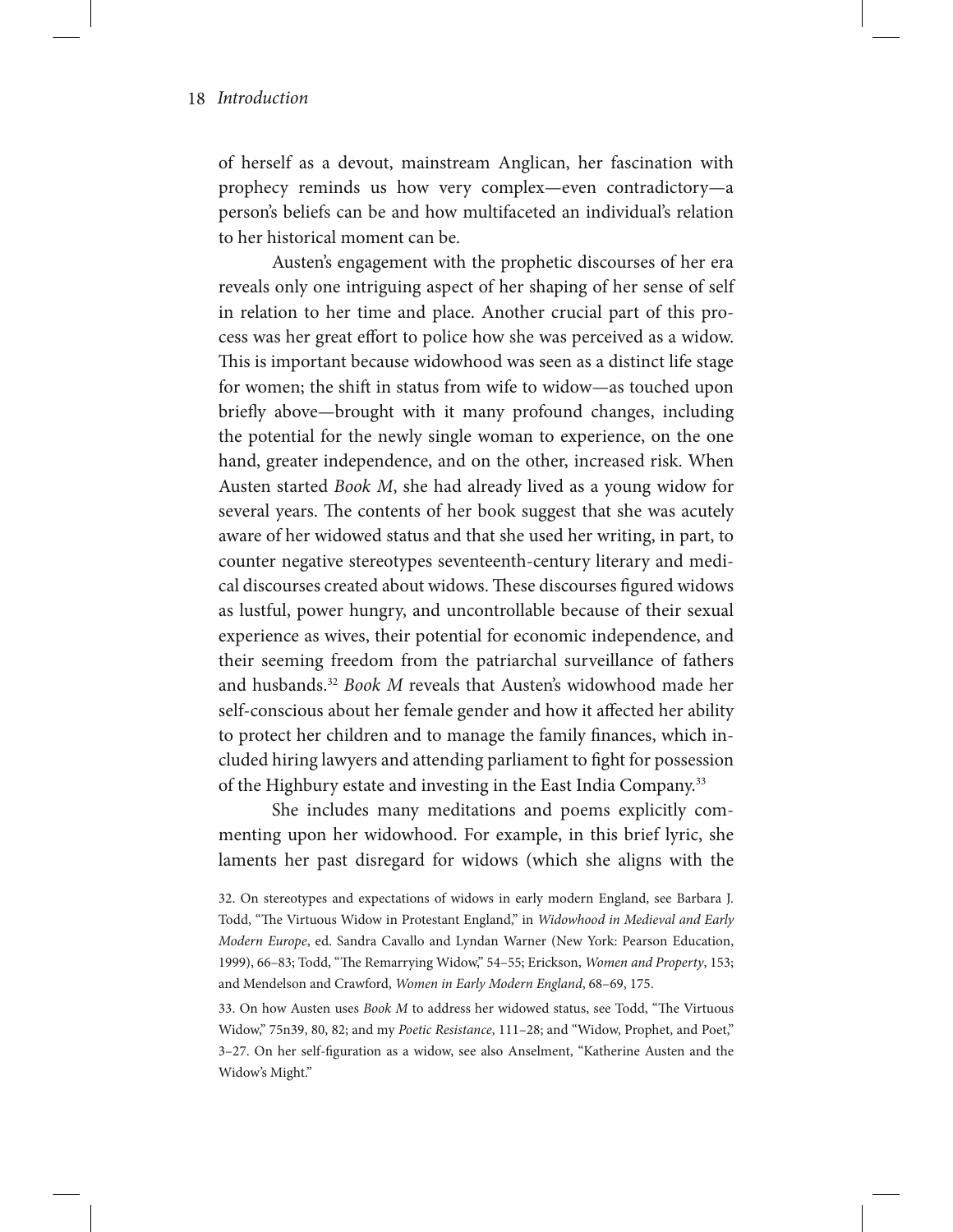of herself as a devout, mainstream Anglican, her fascination with prophecy reminds us how very complex—even contradictory—a person's beliefs can be and how multifaceted an individual's relation to her historical moment can be.

Austen's engagement with the prophetic discourses of her era reveals only one intriguing aspect of her shaping of her sense of self in relation to her time and place. Another crucial part of this process was her great effort to police how she was perceived as a widow. This is important because widowhood was seen as a distinct life stage for women; the shift in status from wife to widow—as touched upon briefly above—brought with it many profound changes, including the potential for the newly single woman to experience, on the one hand, greater independence, and on the other, increased risk. When Austen started *Book M*, she had already lived as a young widow for several years. The contents of her book suggest that she was acutely aware of her widowed status and that she used her writing, in part, to counter negative stereotypes seventeenth-century literary and medical discourses created about widows. These discourses figured widows as lustful, power hungry, and uncontrollable because of their sexual experience as wives, their potential for economic independence, and their seeming freedom from the patriarchal surveillance of fathers and husbands.[32] *Book M* reveals that Austen's widowhood made her self-conscious about her female gender and how it affected her ability to protect her children and to manage the family finances, which included hiring lawyers and attending parliament to fight for possession of the Highbury estate and investing in the East India Company.[33]

She includes many meditations and poems explicitly commenting upon her widowhood. For example, in this brief lyric, she laments her past disregard for widows (which she aligns with the

32. On stereotypes and expectations of widows in early modern England, see Barbara J. Todd, "The Virtuous Widow in Protestant England," in *Widowhood in Medieval and Early Modern Europe*, ed. Sandra Cavallo and Lyndan Warner (New York: Pearson Education, 1999), 66–83; Todd, "The Remarrying Widow," 54–55; Erickson, *Women and Property*, 153; and Mendelson and Crawford, *Women in Early Modern England*, 68–69, 175.

33. On how Austen uses *Book M* to address her widowed status, see Todd, "The Virtuous Widow," 75n39, 80, 82; and my *Poetic Resistance*, 111–28; and "Widow, Prophet, and Poet," 3–27. On her self-figuration as a widow, see also Anselment, "Katherine Austen and the Widow's Might."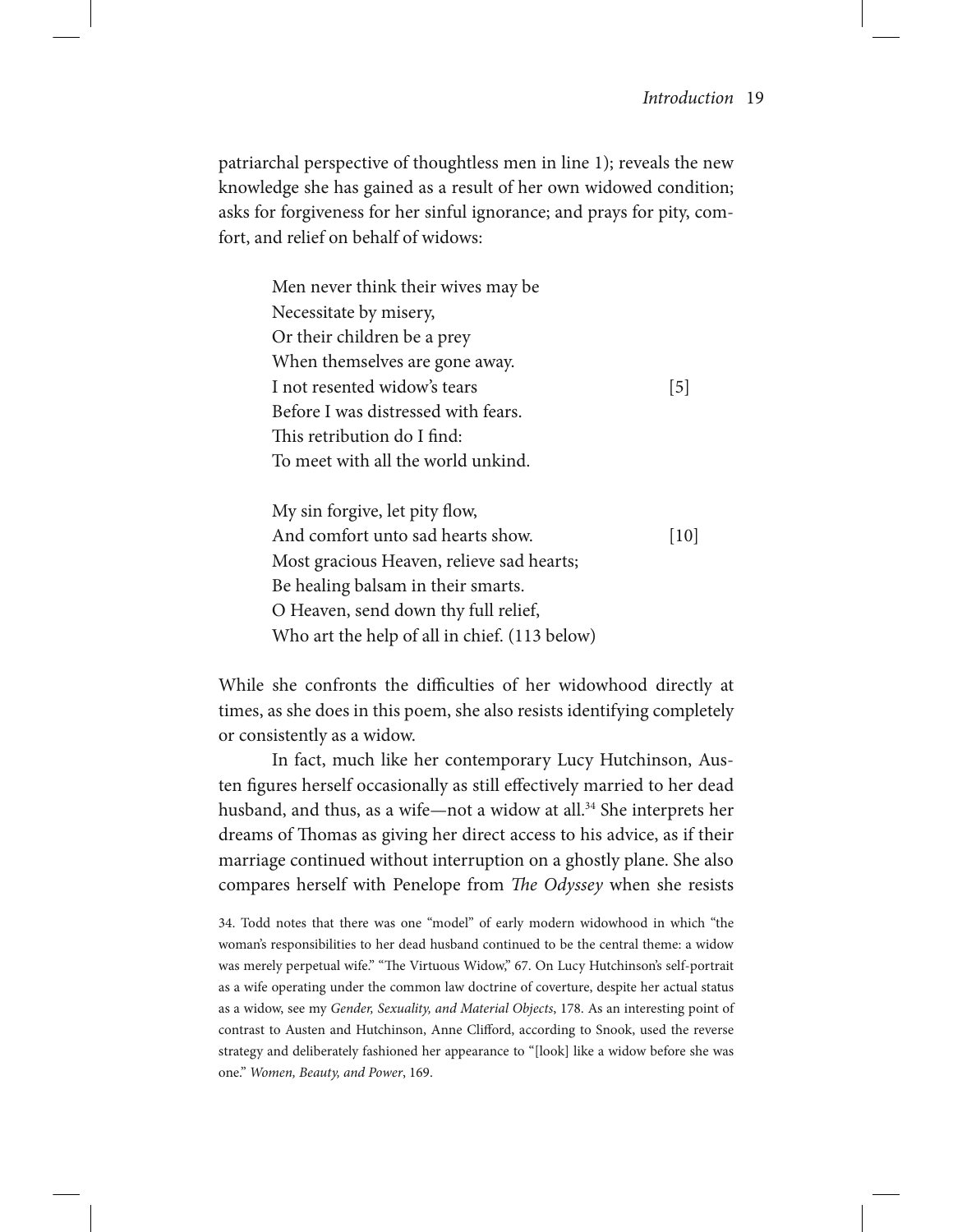patriarchal perspective of thoughtless men in line 1); reveals the new knowledge she has gained as a result of her own widowed condition; asks for forgiveness for her sinful ignorance; and prays for pity, comfort, and relief on behalf of widows:

> Men never think their wives may be  
> Necessitate by misery,  
> Or their children be a prey  
> When themselves are gone away.  
> I not resented widow's tears [5]  
> Before I was distressed with fears.  
> This retribution do I find:  
> To meet with all the world unkind.
>
> My sin forgive, let pity flow,  
> And comfort unto sad hearts show. [10]  
> Most gracious Heaven, relieve sad hearts;  
> Be healing balsam in their smarts.  
> O Heaven, send down thy full relief,  
> Who art the help of all in chief. (113 below)

While she confronts the difficulties of her widowhood directly at times, as she does in this poem, she also resists identifying completely or consistently as a widow.

In fact, much like her contemporary Lucy Hutchinson, Austen figures herself occasionally as still effectively married to her dead husband, and thus, as a wife—not a widow at all.[34] She interprets her dreams of Thomas as giving her direct access to his advice, as if their marriage continued without interruption on a ghostly plane. She also compares herself with Penelope from *The Odyssey* when she resists

34. Todd notes that there was one "model" of early modern widowhood in which "the woman's responsibilities to her dead husband continued to be the central theme: a widow was merely perpetual wife." "The Virtuous Widow," 67. On Lucy Hutchinson's self-portrait as a wife operating under the common law doctrine of coverture, despite her actual status as a widow, see my *Gender, Sexuality, and Material Objects*, 178. As an interesting point of contrast to Austen and Hutchinson, Anne Clifford, according to Snook, used the reverse strategy and deliberately fashioned her appearance to "[look] like a widow before she was one." *Women, Beauty, and Power*, 169.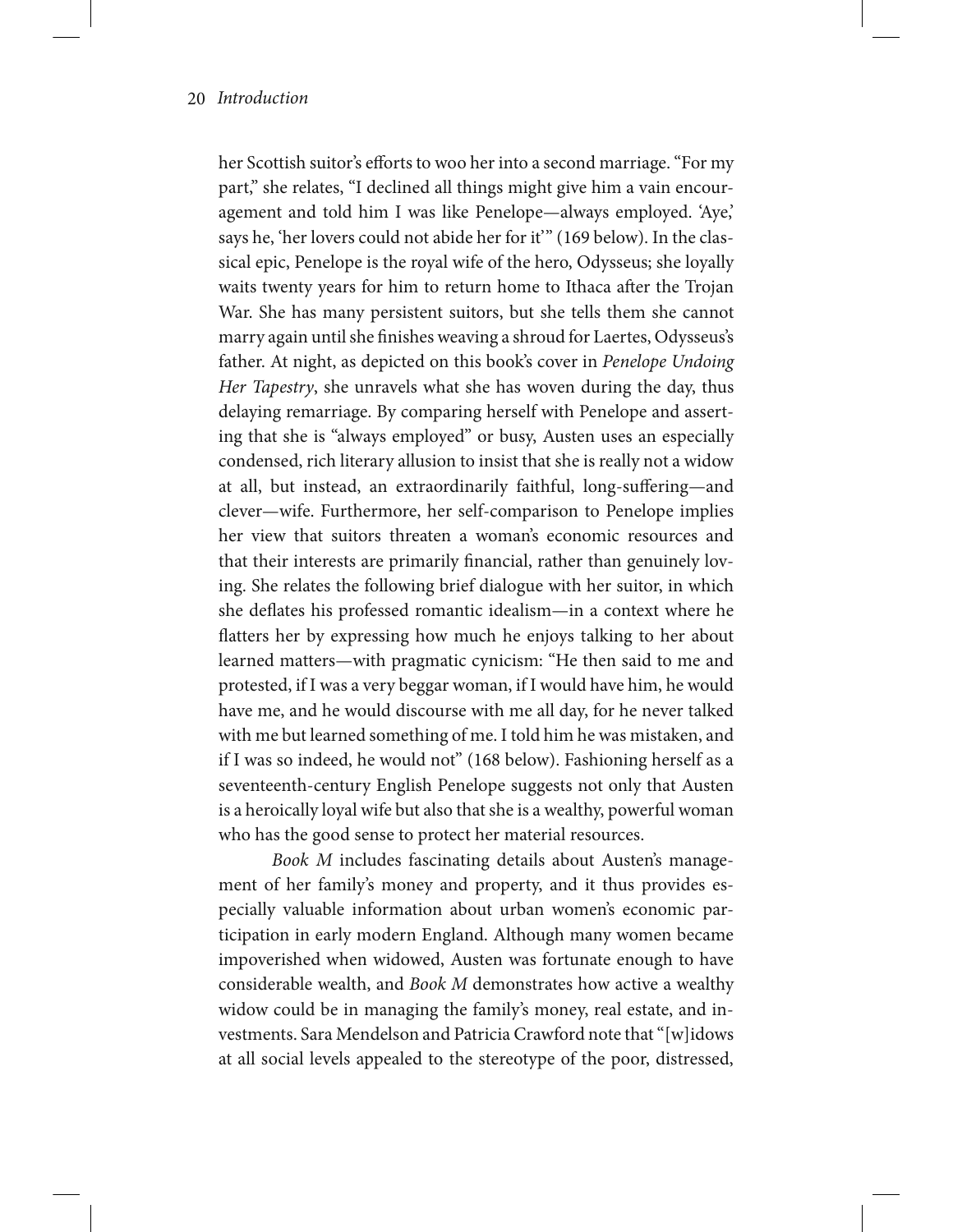her Scottish suitor's efforts to woo her into a second marriage. "For my part," she relates, "I declined all things might give him a vain encouragement and told him I was like Penelope—always employed. 'Aye,' says he, 'her lovers could not abide her for it'" (169 below). In the classical epic, Penelope is the royal wife of the hero, Odysseus; she loyally waits twenty years for him to return home to Ithaca after the Trojan War. She has many persistent suitors, but she tells them she cannot marry again until she finishes weaving a shroud for Laertes, Odysseus's father. At night, as depicted on this book's cover in *Penelope Undoing Her Tapestry*, she unravels what she has woven during the day, thus delaying remarriage. By comparing herself with Penelope and asserting that she is "always employed" or busy, Austen uses an especially condensed, rich literary allusion to insist that she is really not a widow at all, but instead, an extraordinarily faithful, long-suffering—and clever—wife. Furthermore, her self-comparison to Penelope implies her view that suitors threaten a woman's economic resources and that their interests are primarily financial, rather than genuinely loving. She relates the following brief dialogue with her suitor, in which she deflates his professed romantic idealism—in a context where he flatters her by expressing how much he enjoys talking to her about learned matters—with pragmatic cynicism: "He then said to me and protested, if I was a very beggar woman, if I would have him, he would have me, and he would discourse with me all day, for he never talked with me but learned something of me. I told him he was mistaken, and if I was so indeed, he would not" (168 below). Fashioning herself as a seventeenth-century English Penelope suggests not only that Austen is a heroically loyal wife but also that she is a wealthy, powerful woman who has the good sense to protect her material resources.

*Book M* includes fascinating details about Austen's management of her family's money and property, and it thus provides especially valuable information about urban women's economic participation in early modern England. Although many women became impoverished when widowed, Austen was fortunate enough to have considerable wealth, and *Book M* demonstrates how active a wealthy widow could be in managing the family's money, real estate, and investments. Sara Mendelson and Patricia Crawford note that "[w]idows at all social levels appealed to the stereotype of the poor, distressed,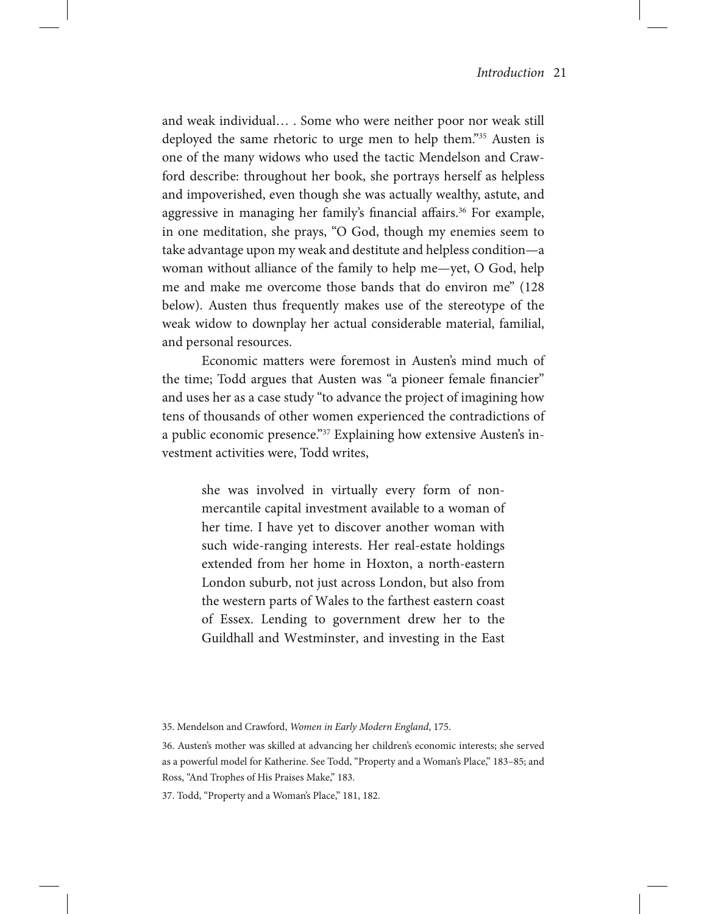and weak individual… . Some who were neither poor nor weak still deployed the same rhetoric to urge men to help them."[35] Austen is one of the many widows who used the tactic Mendelson and Crawford describe: throughout her book, she portrays herself as helpless and impoverished, even though she was actually wealthy, astute, and aggressive in managing her family's financial affairs.[36] For example, in one meditation, she prays, "O God, though my enemies seem to take advantage upon my weak and destitute and helpless condition—a woman without alliance of the family to help me—yet, O God, help me and make me overcome those bands that do environ me" (128 below). Austen thus frequently makes use of the stereotype of the weak widow to downplay her actual considerable material, familial, and personal resources.

Economic matters were foremost in Austen's mind much of the time; Todd argues that Austen was "a pioneer female financier" and uses her as a case study "to advance the project of imagining how tens of thousands of other women experienced the contradictions of a public economic presence."[37] Explaining how extensive Austen's investment activities were, Todd writes,

> she was involved in virtually every form of non-mercantile capital investment available to a woman of her time. I have yet to discover another woman with such wide-ranging interests. Her real-estate holdings extended from her home in Hoxton, a north-eastern London suburb, not just across London, but also from the western parts of Wales to the farthest eastern coast of Essex. Lending to government drew her to the Guildhall and Westminster, and investing in the East

35. Mendelson and Crawford, *Women in Early Modern England*, 175.

36. Austen's mother was skilled at advancing her children's economic interests; she served as a powerful model for Katherine. See Todd, "Property and a Woman's Place," 183–85; and Ross, "And Trophes of His Praises Make," 183.

37. Todd, "Property and a Woman's Place," 181, 182.